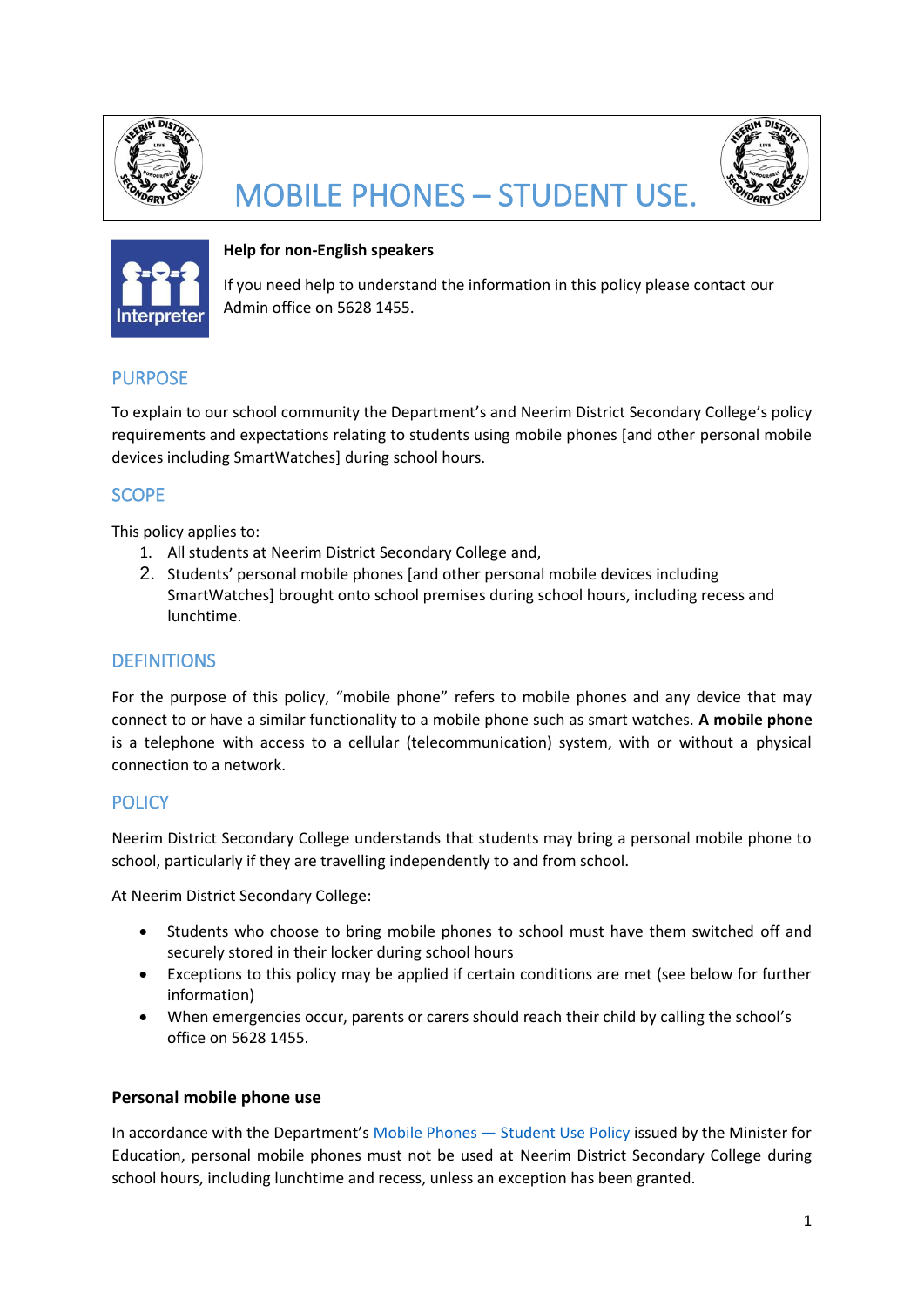# MOBILE PHONES – STUDENT USE.

**Help for non-English speakers**

If you need help to understand the information in this policy please contact our Admin office on 5628 1455.

## PURPOSE

To explain to our school community the Department's and Neerim District Secondary College's policy requirements and expectations relating to students using mobile phones [and other personal mobile devices including SmartWatches] during school hours.

## SCOPE

This policy applies to:

1. All students at Neerim District Secondary College and,
2. Students' personal mobile phones [and other personal mobile devices including SmartWatches] brought onto school premises during school hours, including recess and lunchtime.

## DEFINITIONS

For the purpose of this policy, "mobile phone" refers to mobile phones and any device that may connect to or have a similar functionality to a mobile phone such as smart watches. **A mobile phone** is a telephone with access to a cellular (telecommunication) system, with or without a physical connection to a network.

## POLICY

Neerim District Secondary College understands that students may bring a personal mobile phone to school, particularly if they are travelling independently to and from school.

At Neerim District Secondary College:

- Students who choose to bring mobile phones to school must have them switched off and securely stored in their locker during school hours
- Exceptions to this policy may be applied if certain conditions are met (see below for further information)
- When emergencies occur, parents or carers should reach their child by calling the school's office on 5628 1455.

**Personal mobile phone use**

In accordance with the Department's Mobile Phones — Student Use Policy issued by the Minister for Education, personal mobile phones must not be used at Neerim District Secondary College during school hours, including lunchtime and recess, unless an exception has been granted.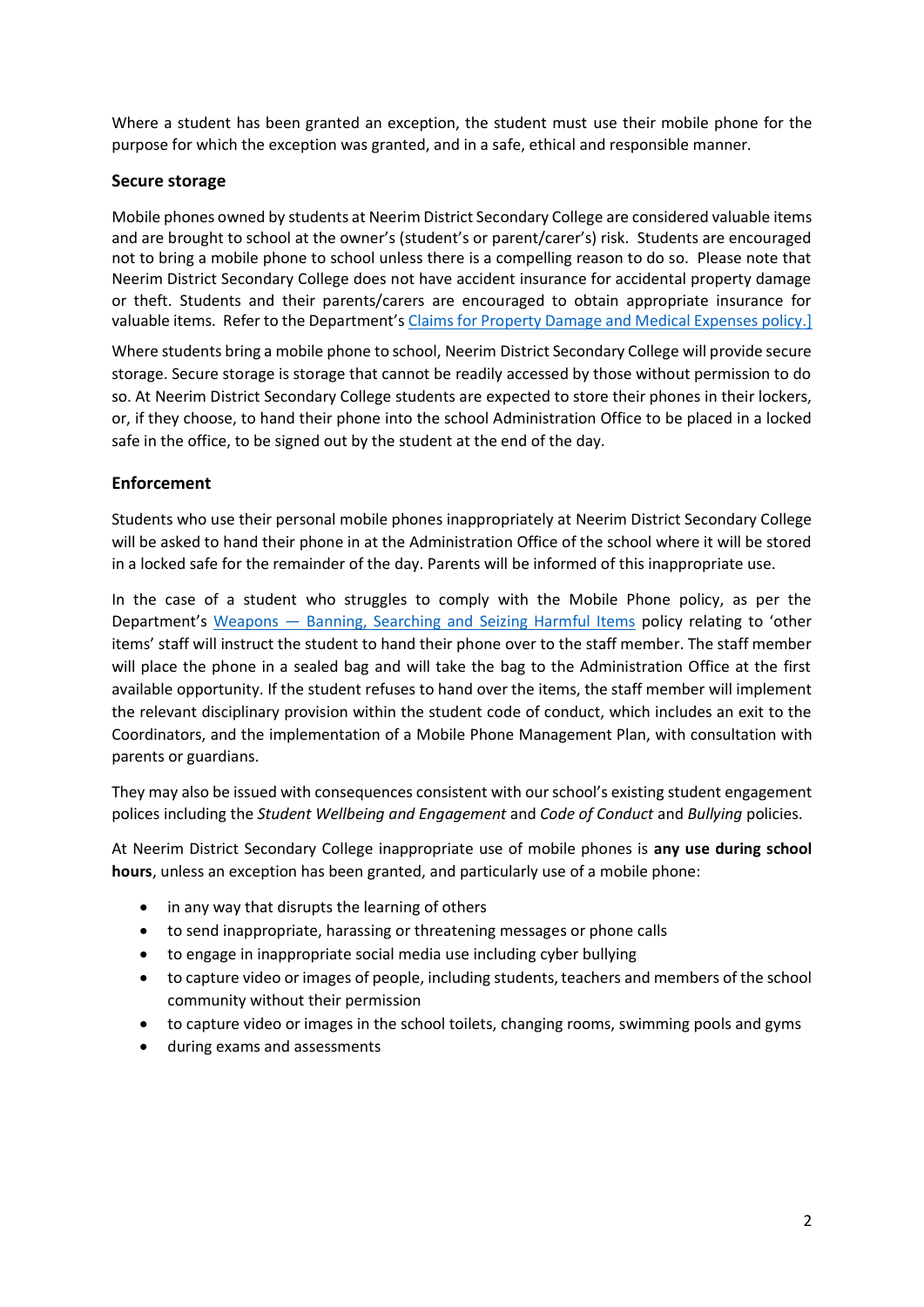Where a student has been granted an exception, the student must use their mobile phone for the purpose for which the exception was granted, and in a safe, ethical and responsible manner.

### Secure storage

Mobile phones owned by students at Neerim District Secondary College are considered valuable items and are brought to school at the owner's (student's or parent/carer's) risk. Students are encouraged not to bring a mobile phone to school unless there is a compelling reason to do so. Please note that Neerim District Secondary College does not have accident insurance for accidental property damage or theft. Students and their parents/carers are encouraged to obtain appropriate insurance for valuable items. Refer to the Department's Claims for Property Damage and Medical Expenses policy.]

Where students bring a mobile phone to school, Neerim District Secondary College will provide secure storage. Secure storage is storage that cannot be readily accessed by those without permission to do so. At Neerim District Secondary College students are expected to store their phones in their lockers, or, if they choose, to hand their phone into the school Administration Office to be placed in a locked safe in the office, to be signed out by the student at the end of the day.

### Enforcement

Students who use their personal mobile phones inappropriately at Neerim District Secondary College will be asked to hand their phone in at the Administration Office of the school where it will be stored in a locked safe for the remainder of the day. Parents will be informed of this inappropriate use.

In the case of a student who struggles to comply with the Mobile Phone policy, as per the Department's Weapons — Banning, Searching and Seizing Harmful Items policy relating to 'other items' staff will instruct the student to hand their phone over to the staff member. The staff member will place the phone in a sealed bag and will take the bag to the Administration Office at the first available opportunity. If the student refuses to hand over the items, the staff member will implement the relevant disciplinary provision within the student code of conduct, which includes an exit to the Coordinators, and the implementation of a Mobile Phone Management Plan, with consultation with parents or guardians.

They may also be issued with consequences consistent with our school's existing student engagement polices including the *Student Wellbeing and Engagement* and *Code of Conduct* and *Bullying* policies.

At Neerim District Secondary College inappropriate use of mobile phones is **any use during school hours**, unless an exception has been granted, and particularly use of a mobile phone:

- in any way that disrupts the learning of others
- to send inappropriate, harassing or threatening messages or phone calls
- to engage in inappropriate social media use including cyber bullying
- to capture video or images of people, including students, teachers and members of the school community without their permission
- to capture video or images in the school toilets, changing rooms, swimming pools and gyms
- during exams and assessments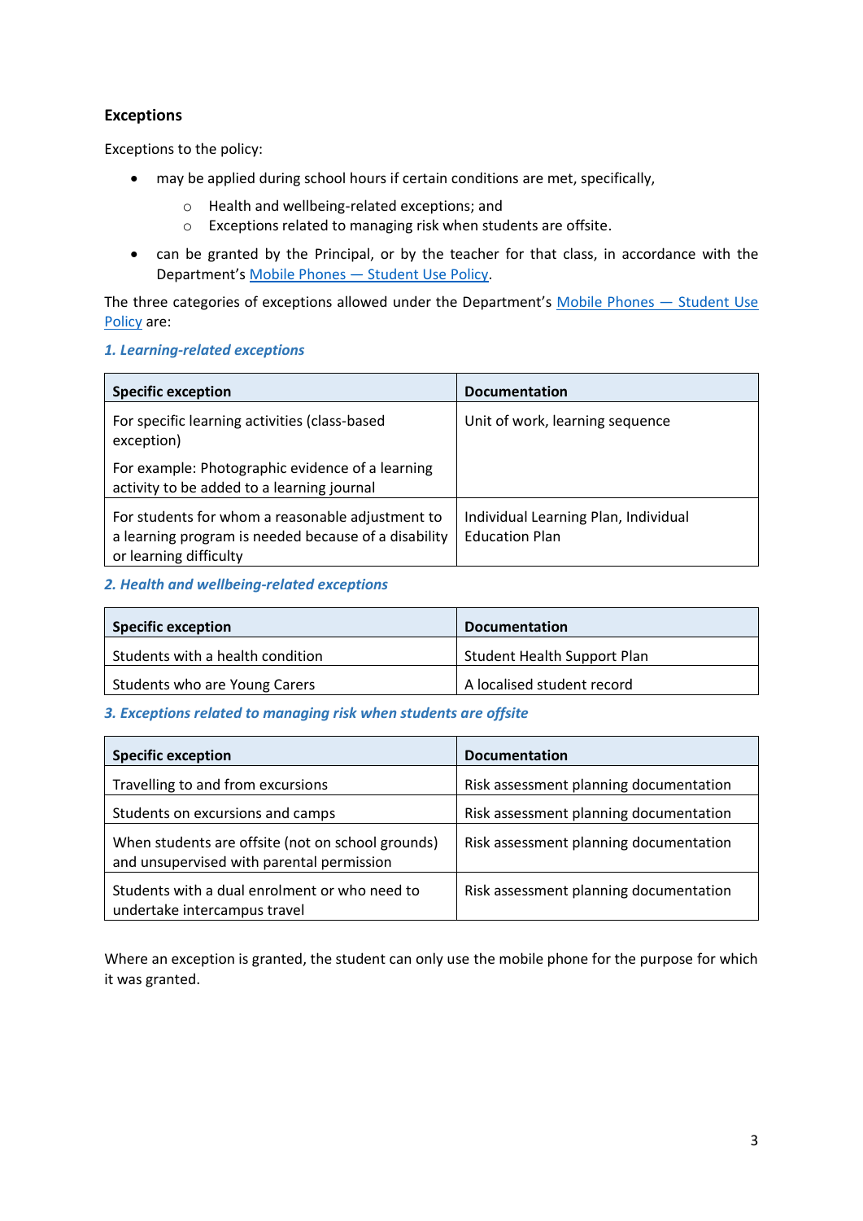### Exceptions

Exceptions to the policy:

- may be applied during school hours if certain conditions are met, specifically,
  - Health and wellbeing-related exceptions; and
  - Exceptions related to managing risk when students are offsite.
- can be granted by the Principal, or by the teacher for that class, in accordance with the Department's Mobile Phones — Student Use Policy.

The three categories of exceptions allowed under the Department's Mobile Phones — Student Use Policy are:

#### *1. Learning-related exceptions*

| Specific exception | Documentation |
| --- | --- |
| For specific learning activities (class-based exception)<br><br>For example: Photographic evidence of a learning activity to be added to a learning journal | Unit of work, learning sequence |
| For students for whom a reasonable adjustment to a learning program is needed because of a disability or learning difficulty | Individual Learning Plan, Individual Education Plan |

#### *2. Health and wellbeing-related exceptions*

| Specific exception | Documentation |
| --- | --- |
| Students with a health condition | Student Health Support Plan |
| Students who are Young Carers | A localised student record |

#### *3. Exceptions related to managing risk when students are offsite*

| Specific exception | Documentation |
| --- | --- |
| Travelling to and from excursions | Risk assessment planning documentation |
| Students on excursions and camps | Risk assessment planning documentation |
| When students are offsite (not on school grounds) and unsupervised with parental permission | Risk assessment planning documentation |
| Students with a dual enrolment or who need to undertake intercampus travel | Risk assessment planning documentation |

Where an exception is granted, the student can only use the mobile phone for the purpose for which it was granted.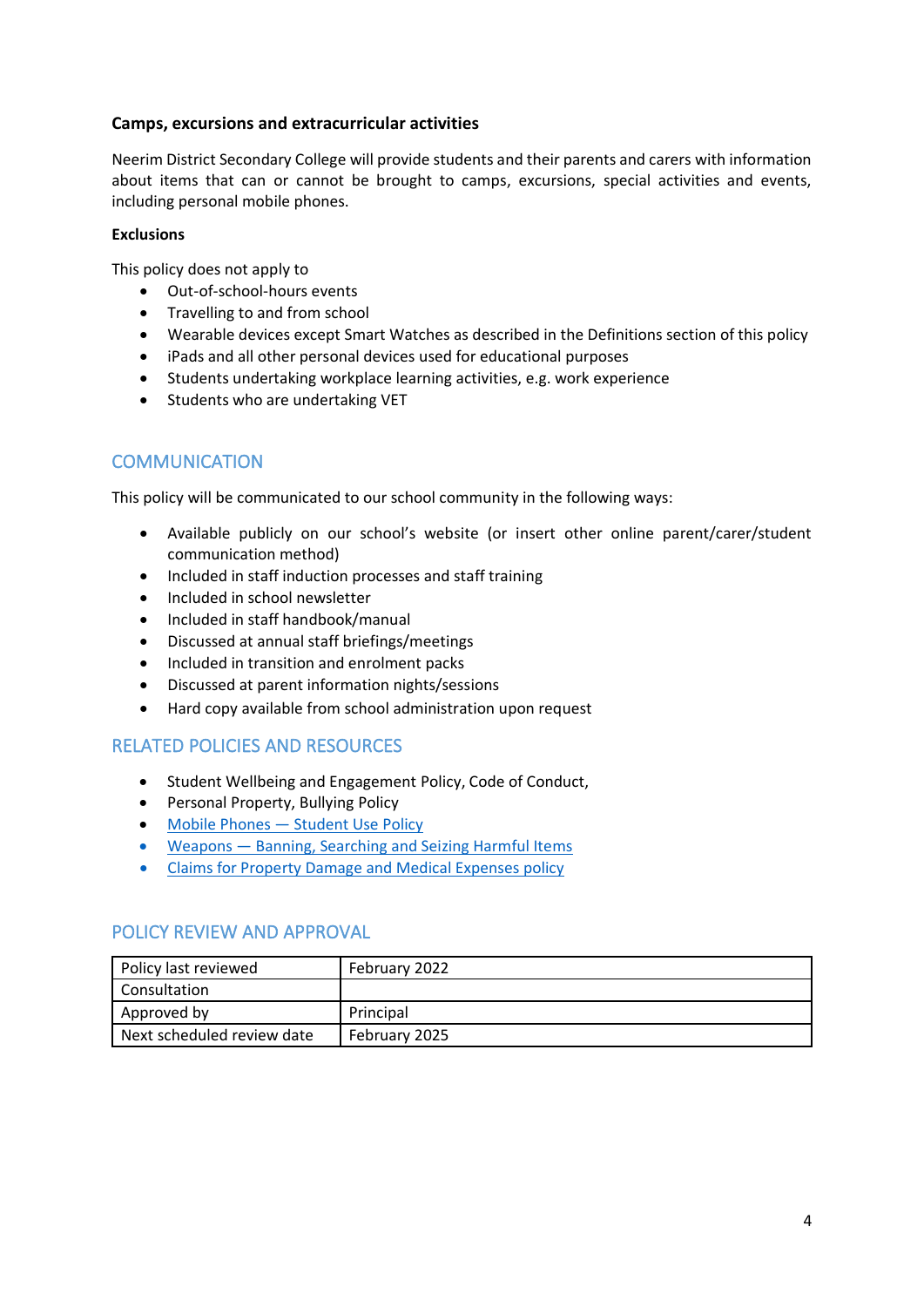### Camps, excursions and extracurricular activities

Neerim District Secondary College will provide students and their parents and carers with information about items that can or cannot be brought to camps, excursions, special activities and events, including personal mobile phones.

#### Exclusions

This policy does not apply to

- Out-of-school-hours events
- Travelling to and from school
- Wearable devices except Smart Watches as described in the Definitions section of this policy
- iPads and all other personal devices used for educational purposes
- Students undertaking workplace learning activities, e.g. work experience
- Students who are undertaking VET

## COMMUNICATION

This policy will be communicated to our school community in the following ways:

- Available publicly on our school's website (or insert other online parent/carer/student communication method)
- Included in staff induction processes and staff training
- Included in school newsletter
- Included in staff handbook/manual
- Discussed at annual staff briefings/meetings
- Included in transition and enrolment packs
- Discussed at parent information nights/sessions
- Hard copy available from school administration upon request

## RELATED POLICIES AND RESOURCES

- Student Wellbeing and Engagement Policy, Code of Conduct,
- Personal Property, Bullying Policy
- Mobile Phones — Student Use Policy
- Weapons — Banning, Searching and Seizing Harmful Items
- Claims for Property Damage and Medical Expenses policy

## POLICY REVIEW AND APPROVAL

| | |
|---|---|
| Policy last reviewed | February 2022 |
| Consultation | |
| Approved by | Principal |
| Next scheduled review date | February 2025 |